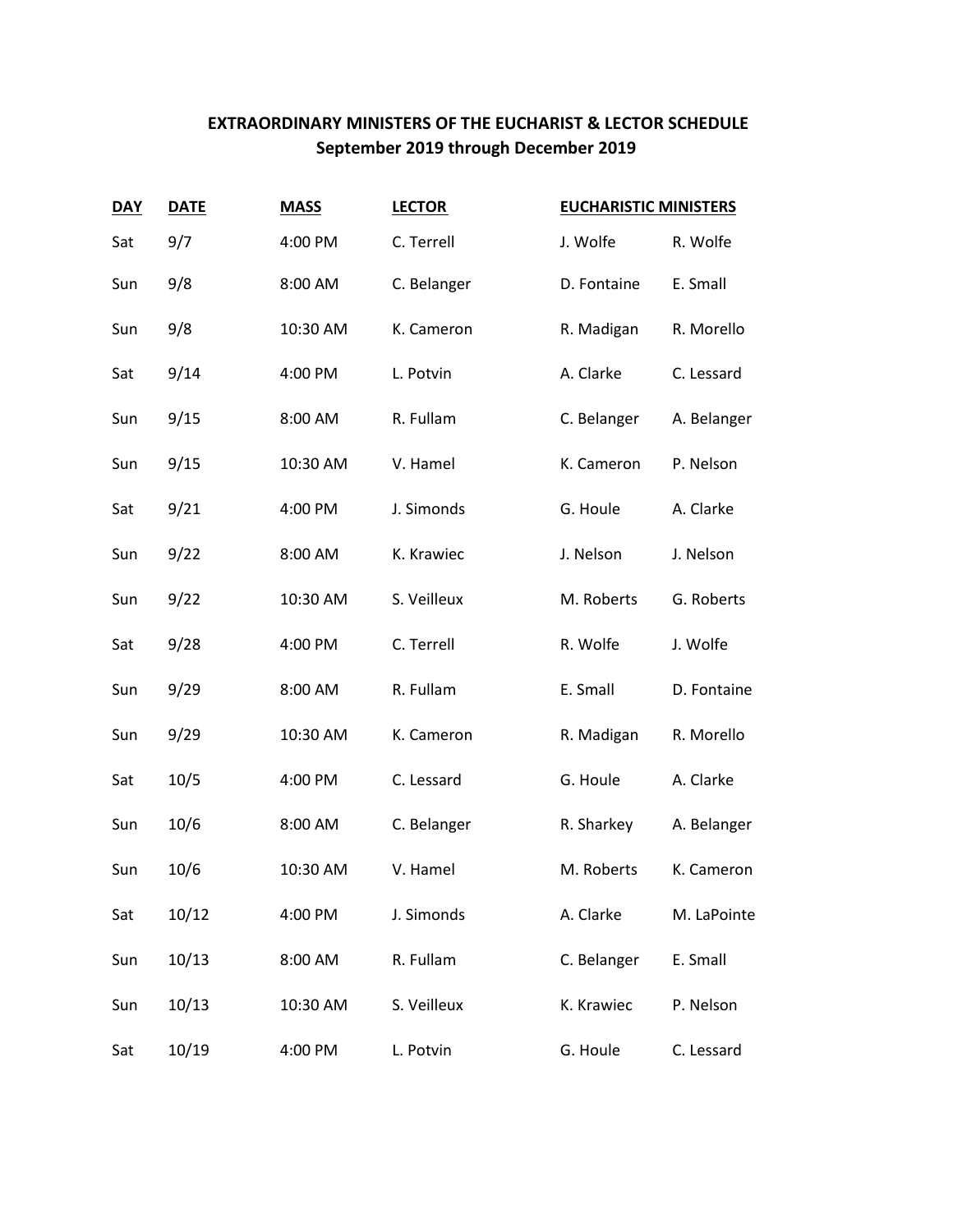# EXTRAORDINARY MINISTERS OF THE EUCHARIST & LECTOR SCHEDULE
## September 2019 through December 2019

| DAY | DATE | MASS | LECTOR | EUCHARISTIC MINISTERS | |
|---|---|---|---|---|---|
| Sat | 9/7 | 4:00 PM | C. Terrell | J. Wolfe | R. Wolfe |
| Sun | 9/8 | 8:00 AM | C. Belanger | D. Fontaine | E. Small |
| Sun | 9/8 | 10:30 AM | K. Cameron | R. Madigan | R. Morello |
| Sat | 9/14 | 4:00 PM | L. Potvin | A. Clarke | C. Lessard |
| Sun | 9/15 | 8:00 AM | R. Fullam | C. Belanger | A. Belanger |
| Sun | 9/15 | 10:30 AM | V. Hamel | K. Cameron | P. Nelson |
| Sat | 9/21 | 4:00 PM | J. Simonds | G. Houle | A. Clarke |
| Sun | 9/22 | 8:00 AM | K. Krawiec | J. Nelson | J. Nelson |
| Sun | 9/22 | 10:30 AM | S. Veilleux | M. Roberts | G. Roberts |
| Sat | 9/28 | 4:00 PM | C. Terrell | R. Wolfe | J. Wolfe |
| Sun | 9/29 | 8:00 AM | R. Fullam | E. Small | D. Fontaine |
| Sun | 9/29 | 10:30 AM | K. Cameron | R. Madigan | R. Morello |
| Sat | 10/5 | 4:00 PM | C. Lessard | G. Houle | A. Clarke |
| Sun | 10/6 | 8:00 AM | C. Belanger | R. Sharkey | A. Belanger |
| Sun | 10/6 | 10:30 AM | V. Hamel | M. Roberts | K. Cameron |
| Sat | 10/12 | 4:00 PM | J. Simonds | A. Clarke | M. LaPointe |
| Sun | 10/13 | 8:00 AM | R. Fullam | C. Belanger | E. Small |
| Sun | 10/13 | 10:30 AM | S. Veilleux | K. Krawiec | P. Nelson |
| Sat | 10/19 | 4:00 PM | L. Potvin | G. Houle | C. Lessard |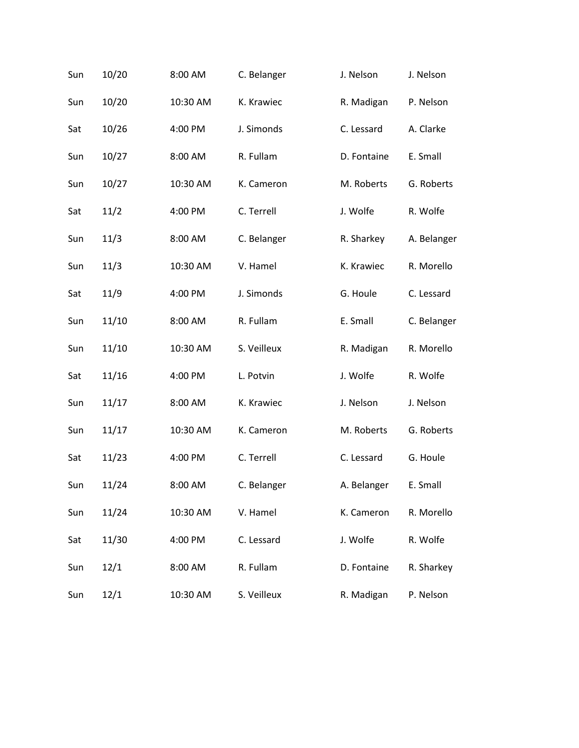| | | | | | |
|---|---|---|---|---|---|
| Sun | 10/20 | 8:00 AM | C. Belanger | J. Nelson | J. Nelson |
| Sun | 10/20 | 10:30 AM | K. Krawiec | R. Madigan | P. Nelson |
| Sat | 10/26 | 4:00 PM | J. Simonds | C. Lessard | A. Clarke |
| Sun | 10/27 | 8:00 AM | R. Fullam | D. Fontaine | E. Small |
| Sun | 10/27 | 10:30 AM | K. Cameron | M. Roberts | G. Roberts |
| Sat | 11/2 | 4:00 PM | C. Terrell | J. Wolfe | R. Wolfe |
| Sun | 11/3 | 8:00 AM | C. Belanger | R. Sharkey | A. Belanger |
| Sun | 11/3 | 10:30 AM | V. Hamel | K. Krawiec | R. Morello |
| Sat | 11/9 | 4:00 PM | J. Simonds | G. Houle | C. Lessard |
| Sun | 11/10 | 8:00 AM | R. Fullam | E. Small | C. Belanger |
| Sun | 11/10 | 10:30 AM | S. Veilleux | R. Madigan | R. Morello |
| Sat | 11/16 | 4:00 PM | L. Potvin | J. Wolfe | R. Wolfe |
| Sun | 11/17 | 8:00 AM | K. Krawiec | J. Nelson | J. Nelson |
| Sun | 11/17 | 10:30 AM | K. Cameron | M. Roberts | G. Roberts |
| Sat | 11/23 | 4:00 PM | C. Terrell | C. Lessard | G. Houle |
| Sun | 11/24 | 8:00 AM | C. Belanger | A. Belanger | E. Small |
| Sun | 11/24 | 10:30 AM | V. Hamel | K. Cameron | R. Morello |
| Sat | 11/30 | 4:00 PM | C. Lessard | J. Wolfe | R. Wolfe |
| Sun | 12/1 | 8:00 AM | R. Fullam | D. Fontaine | R. Sharkey |
| Sun | 12/1 | 10:30 AM | S. Veilleux | R. Madigan | P. Nelson |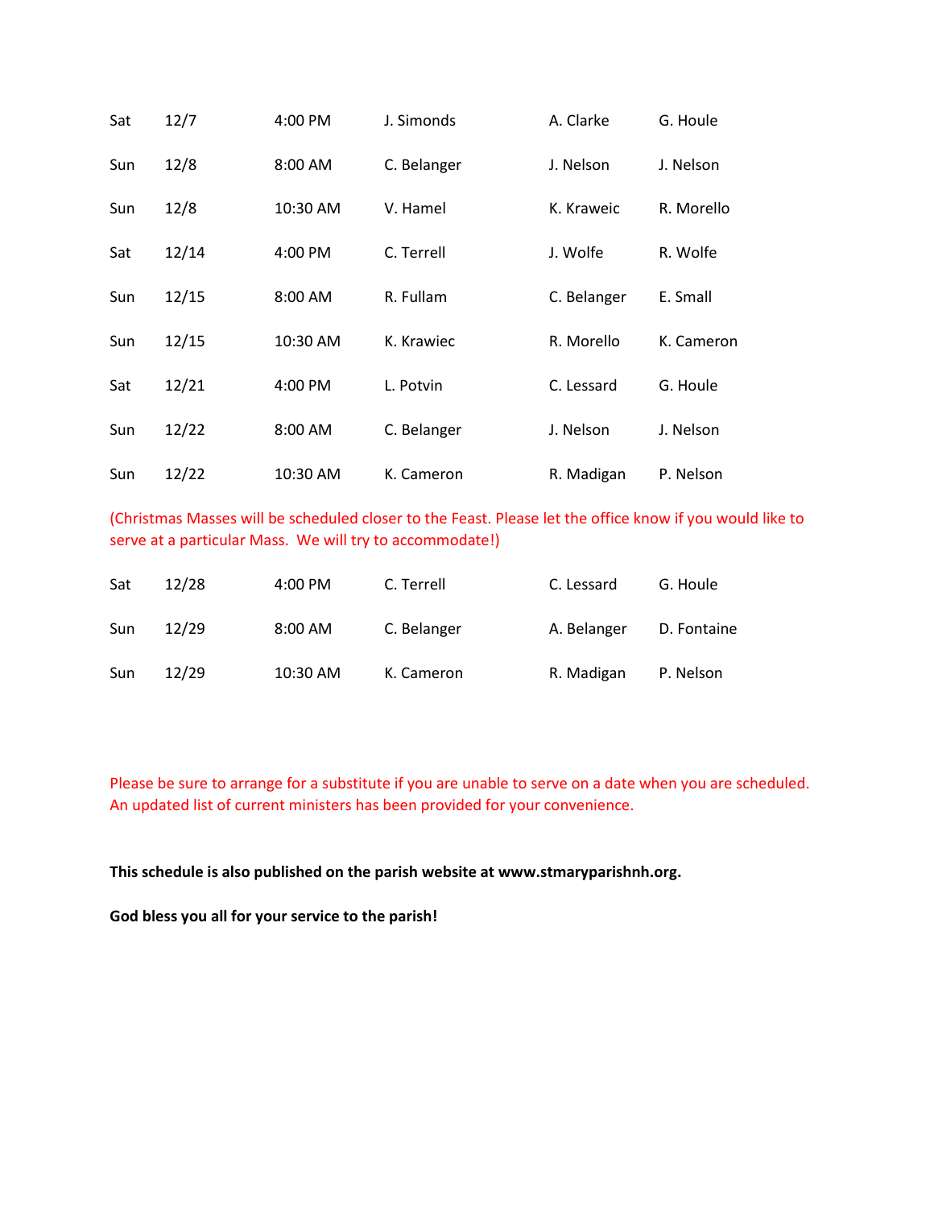| | | | | | |
|---|---|---|---|---|---|
| Sat | 12/7 | 4:00 PM | J. Simonds | A. Clarke | G. Houle |
| Sun | 12/8 | 8:00 AM | C. Belanger | J. Nelson | J. Nelson |
| Sun | 12/8 | 10:30 AM | V. Hamel | K. Kraweic | R. Morello |
| Sat | 12/14 | 4:00 PM | C. Terrell | J. Wolfe | R. Wolfe |
| Sun | 12/15 | 8:00 AM | R. Fullam | C. Belanger | E. Small |
| Sun | 12/15 | 10:30 AM | K. Krawiec | R. Morello | K. Cameron |
| Sat | 12/21 | 4:00 PM | L. Potvin | C. Lessard | G. Houle |
| Sun | 12/22 | 8:00 AM | C. Belanger | J. Nelson | J. Nelson |
| Sun | 12/22 | 10:30 AM | K. Cameron | R. Madigan | P. Nelson |

(Christmas Masses will be scheduled closer to the Feast. Please let the office know if you would like to serve at a particular Mass. We will try to accommodate!)

| | | | | | |
|---|---|---|---|---|---|
| Sat | 12/28 | 4:00 PM | C. Terrell | C. Lessard | G. Houle |
| Sun | 12/29 | 8:00 AM | C. Belanger | A. Belanger | D. Fontaine |
| Sun | 12/29 | 10:30 AM | K. Cameron | R. Madigan | P. Nelson |

Please be sure to arrange for a substitute if you are unable to serve on a date when you are scheduled. An updated list of current ministers has been provided for your convenience.

**This schedule is also published on the parish website at www.stmaryparishnh.org.**

**God bless you all for your service to the parish!**